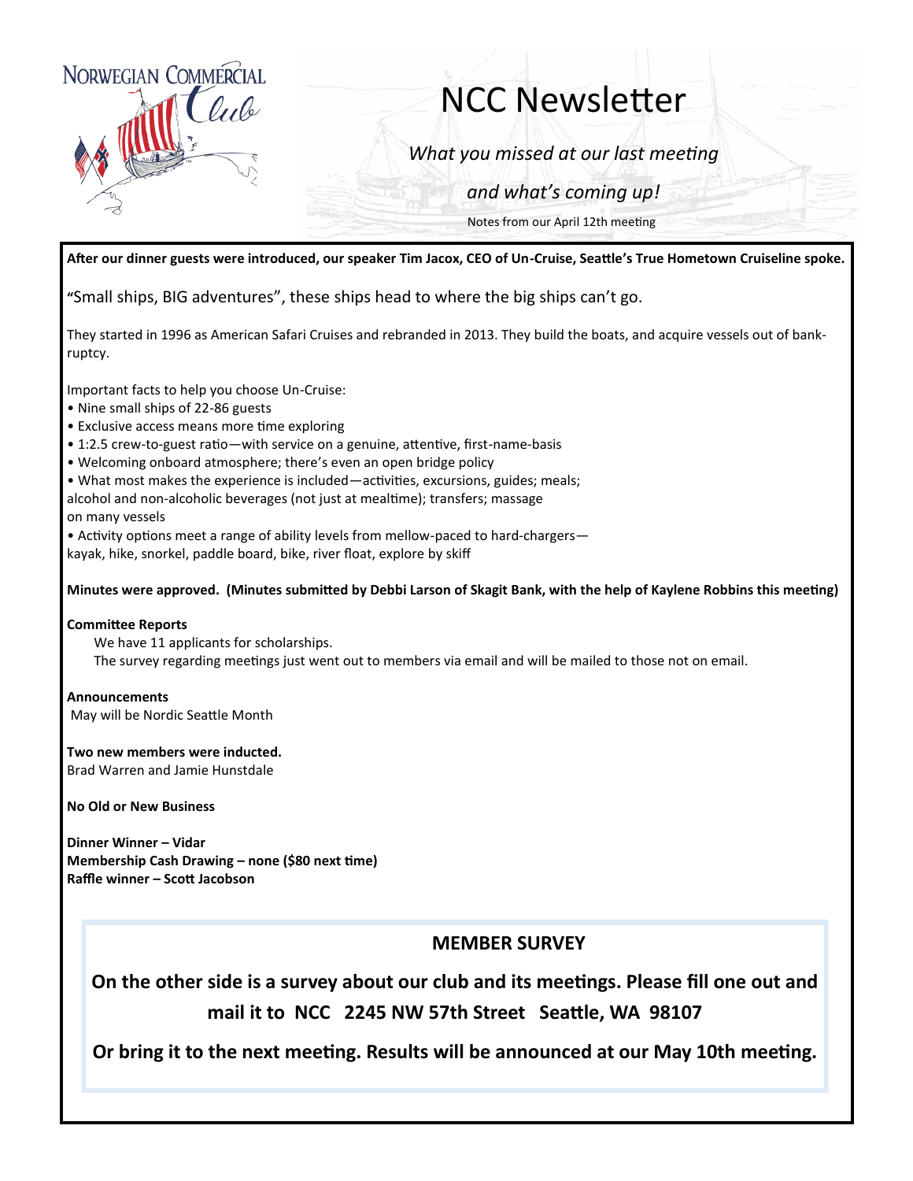NORWEGIAN COMMERCIAL Club

# NCC Newsletter

*What you missed at our last meeting*

*and what's coming up!*

Notes from our April 12th meeting

**After our dinner guests were introduced, our speaker Tim Jacox, CEO of Un-Cruise, Seattle's True Hometown Cruiseline spoke.**

"Small ships, BIG adventures", these ships head to where the big ships can't go.

They started in 1996 as American Safari Cruises and rebranded in 2013. They build the boats, and acquire vessels out of bankruptcy.

Important facts to help you choose Un-Cruise:

- Nine small ships of 22-86 guests
- Exclusive access means more time exploring
- 1:2.5 crew-to-guest ratio—with service on a genuine, attentive, first-name-basis
- Welcoming onboard atmosphere; there's even an open bridge policy
- What most makes the experience is included—activities, excursions, guides; meals; alcohol and non-alcoholic beverages (not just at mealtime); transfers; massage on many vessels
- Activity options meet a range of ability levels from mellow-paced to hard-chargers—kayak, hike, snorkel, paddle board, bike, river float, explore by skiff

**Minutes were approved. (Minutes submitted by Debbi Larson of Skagit Bank, with the help of Kaylene Robbins this meeting)**

**Committee Reports**

We have 11 applicants for scholarships.

The survey regarding meetings just went out to members via email and will be mailed to those not on email.

**Announcements**

May will be Nordic Seattle Month

**Two new members were inducted.**

Brad Warren and Jamie Hunstdale

**No Old or New Business**

**Dinner Winner – Vidar**

**Membership Cash Drawing – none ($80 next time)**

**Raffle winner – Scott Jacobson**

## MEMBER SURVEY

**On the other side is a survey about our club and its meetings. Please fill one out and mail it to NCC 2245 NW 57th Street Seattle, WA 98107**

**Or bring it to the next meeting. Results will be announced at our May 10th meeting.**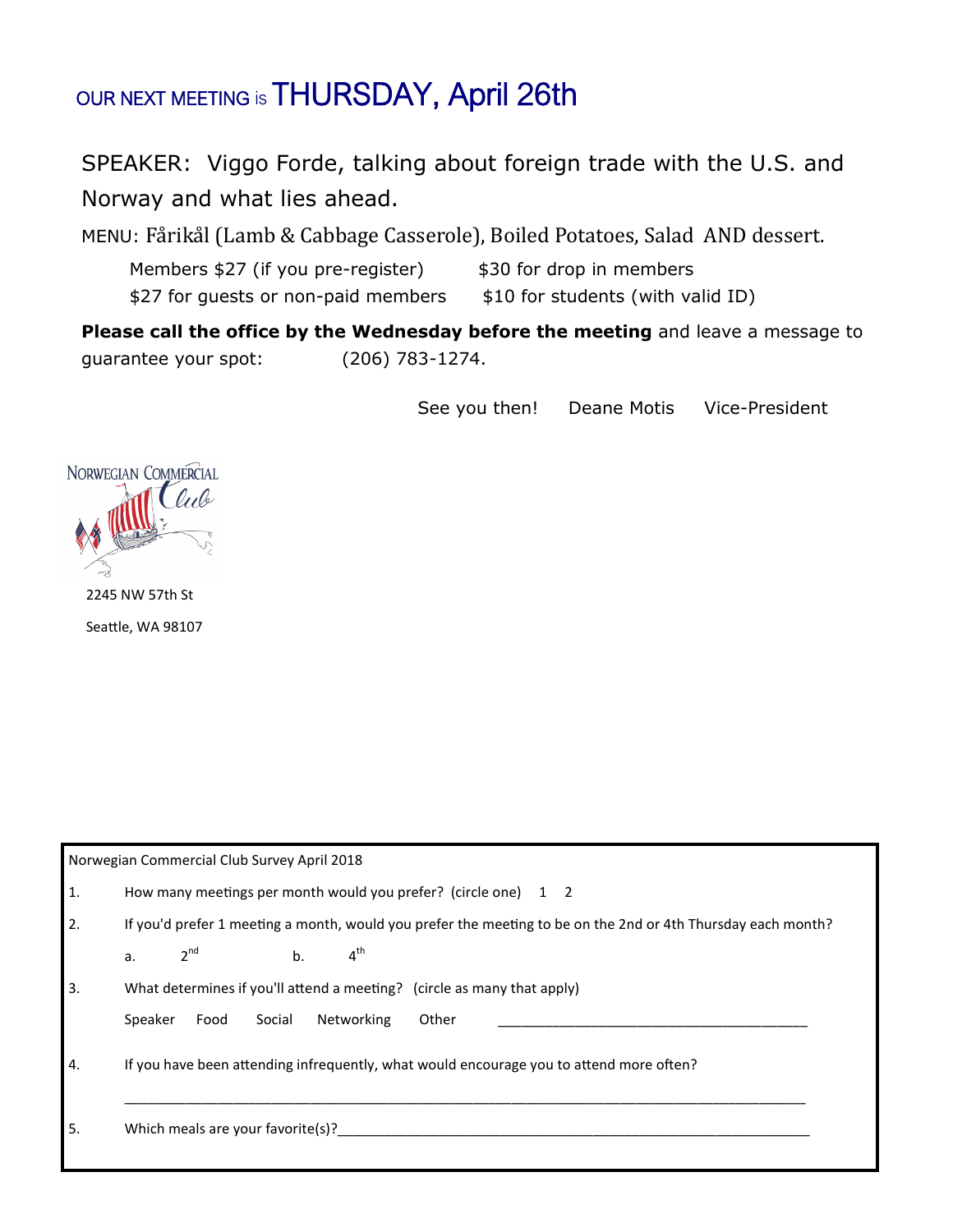# OUR NEXT MEETING is THURSDAY, April 26th

SPEAKER: Viggo Forde, talking about foreign trade with the U.S. and Norway and what lies ahead.

MENU: Fårikål (Lamb & Cabbage Casserole), Boiled Potatoes, Salad AND dessert.

Members $27 (if you pre-register)  $30 for drop in members
$27 for guests or non-paid members  $10 for students (with valid ID)

**Please call the office by the Wednesday before the meeting** and leave a message to guarantee your spot: (206) 783-1274.

See you then! Deane Motis Vice-President

NORWEGIAN COMMERCIAL Club

2245 NW 57th St

Seattle, WA 98107

Norwegian Commercial Club Survey April 2018

1. How many meetings per month would you prefer? (circle one) 1 2
2. If you'd prefer 1 meeting a month, would you prefer the meeting to be on the 2nd or 4th Thursday each month?

   a. 2nd b. 4th
3. What determines if you'll attend a meeting? (circle as many that apply)

   Speaker Food Social Networking Other ________________________________________
4. If you have been attending infrequently, what would encourage you to attend more often?

   ________________________________________________________________________________________
5. Which meals are your favorite(s)?________________________________________________________